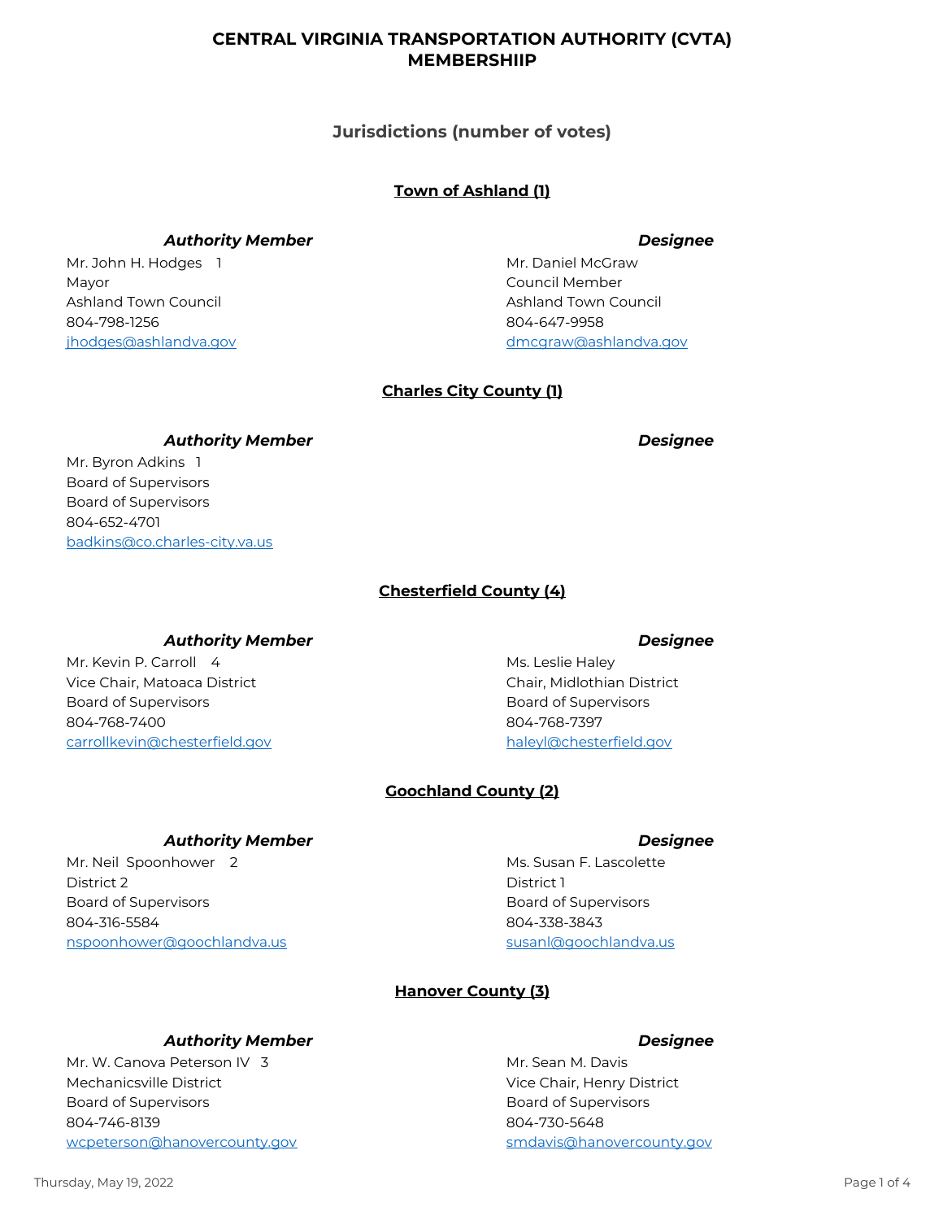# CENTRAL VIRGINIA TRANSPORTATION AUTHORITY (CVTA) MEMBERSHIIP

## Jurisdictions (number of votes)

### Town of Ashland (1)

***Authority Member***

Mr. John H. Hodges 1
Mayor
Ashland Town Council
804-798-1256
jhodges@ashlandva.gov

***Designee***

Mr. Daniel McGraw
Council Member
Ashland Town Council
804-647-9958
dmcgraw@ashlandva.gov

### Charles City County (1)

***Authority Member***

Mr. Byron Adkins 1
Board of Supervisors
Board of Supervisors
804-652-4701
badkins@co.charles-city.va.us

***Designee***

### Chesterfield County (4)

***Authority Member***

Mr. Kevin P. Carroll 4
Vice Chair, Matoaca District
Board of Supervisors
804-768-7400
carrollkevin@chesterfield.gov

***Designee***

Ms. Leslie Haley
Chair, Midlothian District
Board of Supervisors
804-768-7397
haleyl@chesterfield.gov

### Goochland County (2)

***Authority Member***

Mr. Neil Spoonhower 2
District 2
Board of Supervisors
804-316-5584
nspoonhower@goochlandva.us

***Designee***

Ms. Susan F. Lascolette
District 1
Board of Supervisors
804-338-3843
susanl@goochlandva.us

### Hanover County (3)

***Authority Member***

Mr. W. Canova Peterson IV 3
Mechanicsville District
Board of Supervisors
804-746-8139
wcpeterson@hanovercounty.gov

***Designee***

Mr. Sean M. Davis
Vice Chair, Henry District
Board of Supervisors
804-730-5648
smdavis@hanovercounty.gov

Thursday, May 19, 2022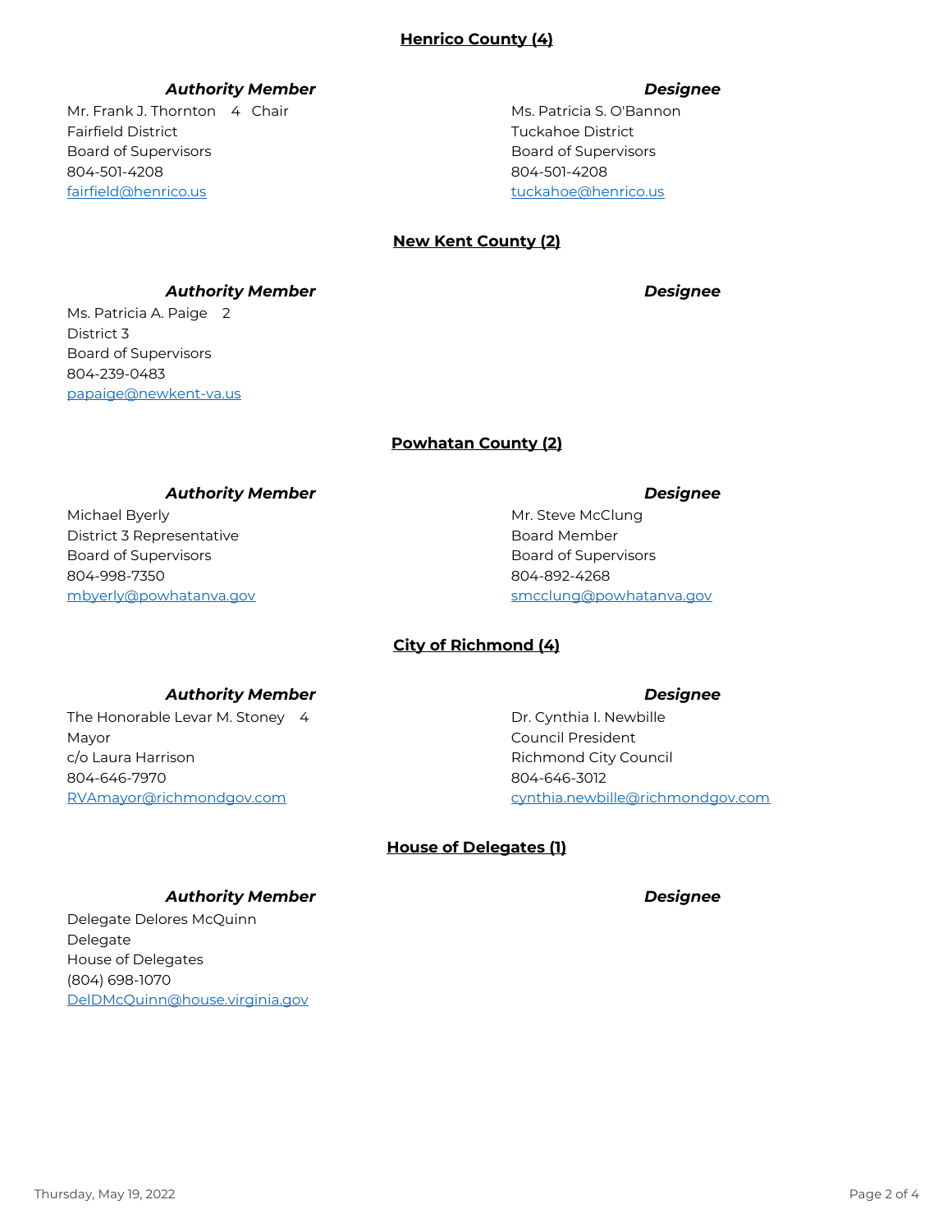## Henrico County (4)

| *Authority Member* | *Designee* |
|---|---|
| Mr. Frank J. Thornton 4 Chair<br>Fairfield District<br>Board of Supervisors<br>804-501-4208<br>fairfield@henrico.us | Ms. Patricia S. O'Bannon<br>Tuckahoe District<br>Board of Supervisors<br>804-501-4208<br>tuckahoe@henrico.us |

## New Kent County (2)

| *Authority Member* | *Designee* |
|---|---|
| Ms. Patricia A. Paige 2<br>District 3<br>Board of Supervisors<br>804-239-0483<br>papaige@newkent-va.us | |

## Powhatan County (2)

| *Authority Member* | *Designee* |
|---|---|
| Michael Byerly<br>District 3 Representative<br>Board of Supervisors<br>804-998-7350<br>mbyerly@powhatanva.gov | Mr. Steve McClung<br>Board Member<br>Board of Supervisors<br>804-892-4268<br>smcclung@powhatanva.gov |

## City of Richmond (4)

| *Authority Member* | *Designee* |
|---|---|
| The Honorable Levar M. Stoney 4<br>Mayor<br>c/o Laura Harrison<br>804-646-7970<br>RVAmayor@richmondgov.com | Dr. Cynthia I. Newbille<br>Council President<br>Richmond City Council<br>804-646-3012<br>cynthia.newbille@richmondgov.com |

## House of Delegates (1)

| *Authority Member* | *Designee* |
|---|---|
| Delegate Delores McQuinn<br>Delegate<br>House of Delegates<br>(804) 698-1070<br>DelDMcQuinn@house.virginia.gov | |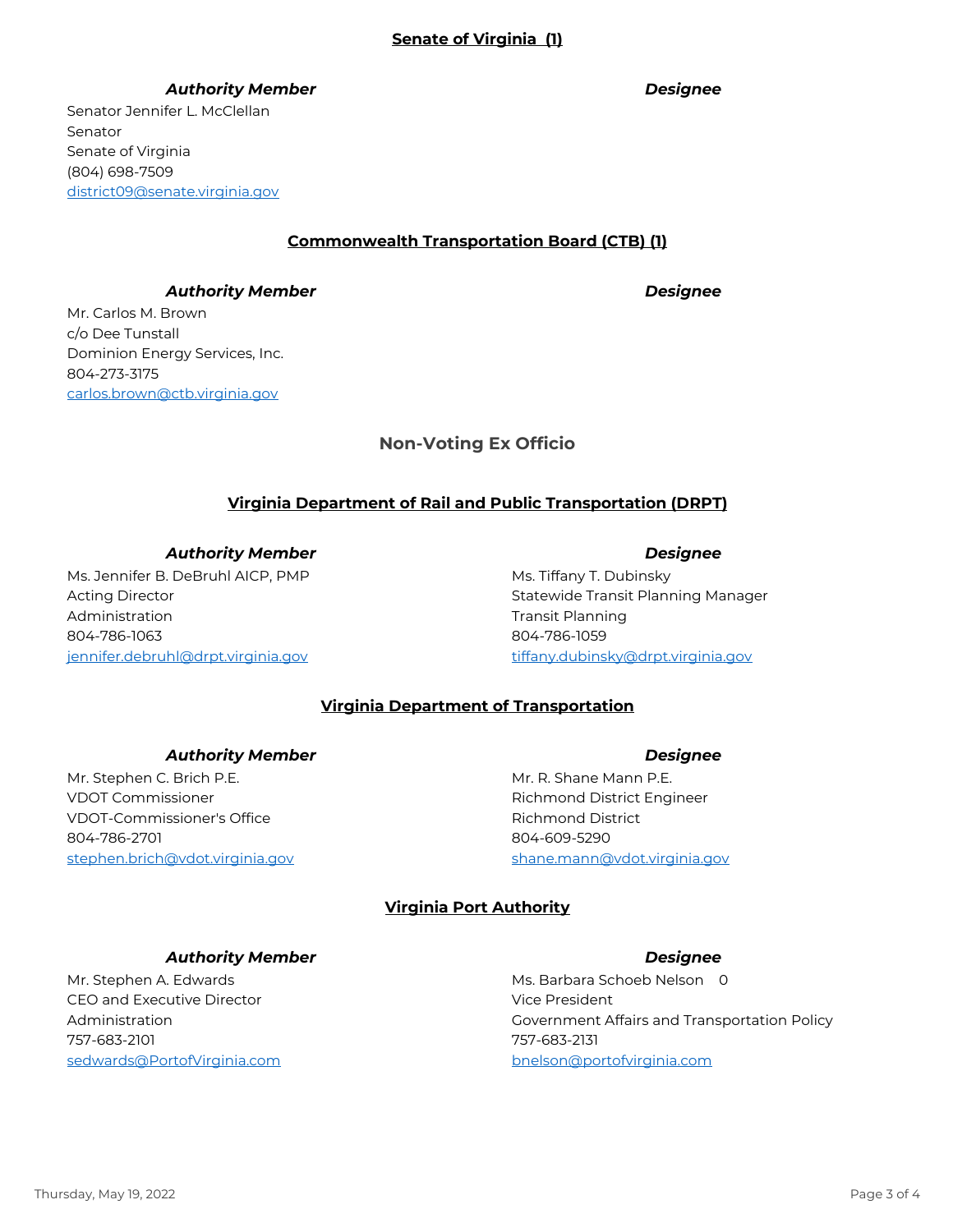## Senate of Virginia (1)

| *Authority Member* | *Designee* |
| --- | --- |
| Senator Jennifer L. McClellan<br>Senator<br>Senate of Virginia<br>(804) 698-7509<br>district09@senate.virginia.gov | |

## Commonwealth Transportation Board (CTB) (1)

| *Authority Member* | *Designee* |
| --- | --- |
| Mr. Carlos M. Brown<br>c/o Dee Tunstall<br>Dominion Energy Services, Inc.<br>804-273-3175<br>carlos.brown@ctb.virginia.gov | |

# Non-Voting Ex Officio

## Virginia Department of Rail and Public Transportation (DRPT)

| *Authority Member* | *Designee* |
| --- | --- |
| Ms. Jennifer B. DeBruhl AICP, PMP<br>Acting Director<br>Administration<br>804-786-1063<br>jennifer.debruhl@drpt.virginia.gov | Ms. Tiffany T. Dubinsky<br>Statewide Transit Planning Manager<br>Transit Planning<br>804-786-1059<br>tiffany.dubinsky@drpt.virginia.gov |

## Virginia Department of Transportation

| *Authority Member* | *Designee* |
| --- | --- |
| Mr. Stephen C. Brich P.E.<br>VDOT Commissioner<br>VDOT-Commissioner's Office<br>804-786-2701<br>stephen.brich@vdot.virginia.gov | Mr. R. Shane Mann P.E.<br>Richmond District Engineer<br>Richmond District<br>804-609-5290<br>shane.mann@vdot.virginia.gov |

## Virginia Port Authority

| *Authority Member* | *Designee* |
| --- | --- |
| Mr. Stephen A. Edwards<br>CEO and Executive Director<br>Administration<br>757-683-2101<br>sedwards@PortofVirginia.com | Ms. Barbara Schoeb Nelson 0<br>Vice President<br>Government Affairs and Transportation Policy<br>757-683-2131<br>bnelson@portofvirginia.com |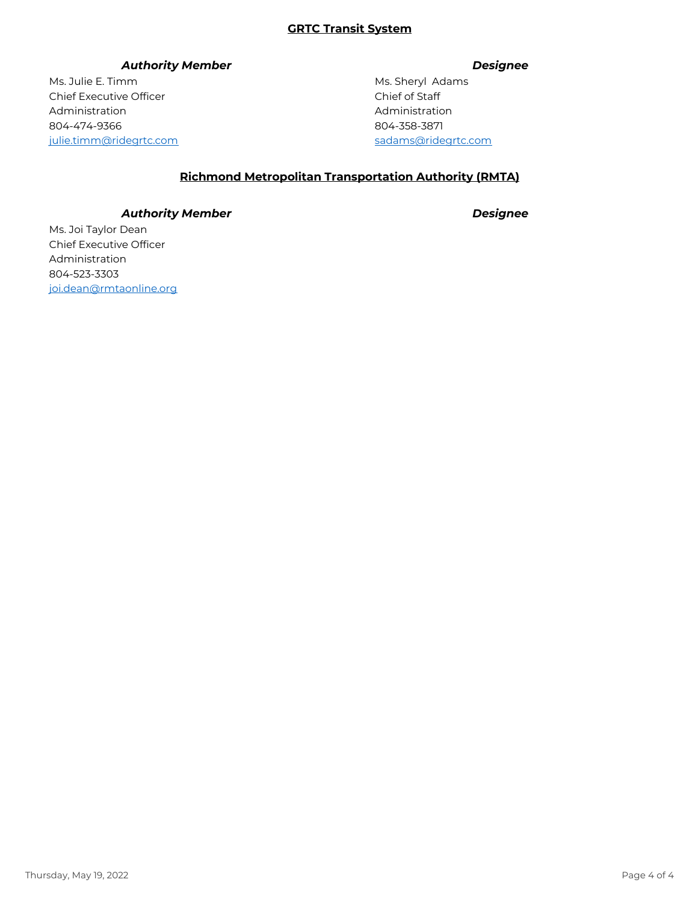## GRTC Transit System

| Authority Member | Designee |
|---|---|
| Ms. Julie E. Timm<br>Chief Executive Officer<br>Administration<br>804-474-9366<br>julie.timm@ridegrtc.com | Ms. Sheryl Adams<br>Chief of Staff<br>Administration<br>804-358-3871<br>sadams@ridegrtc.com |

## Richmond Metropolitan Transportation Authority (RMTA)

| Authority Member | Designee |
|---|---|
| Ms. Joi Taylor Dean<br>Chief Executive Officer<br>Administration<br>804-523-3303<br>joi.dean@rmtaonline.org | |

Thursday, May 19, 2022